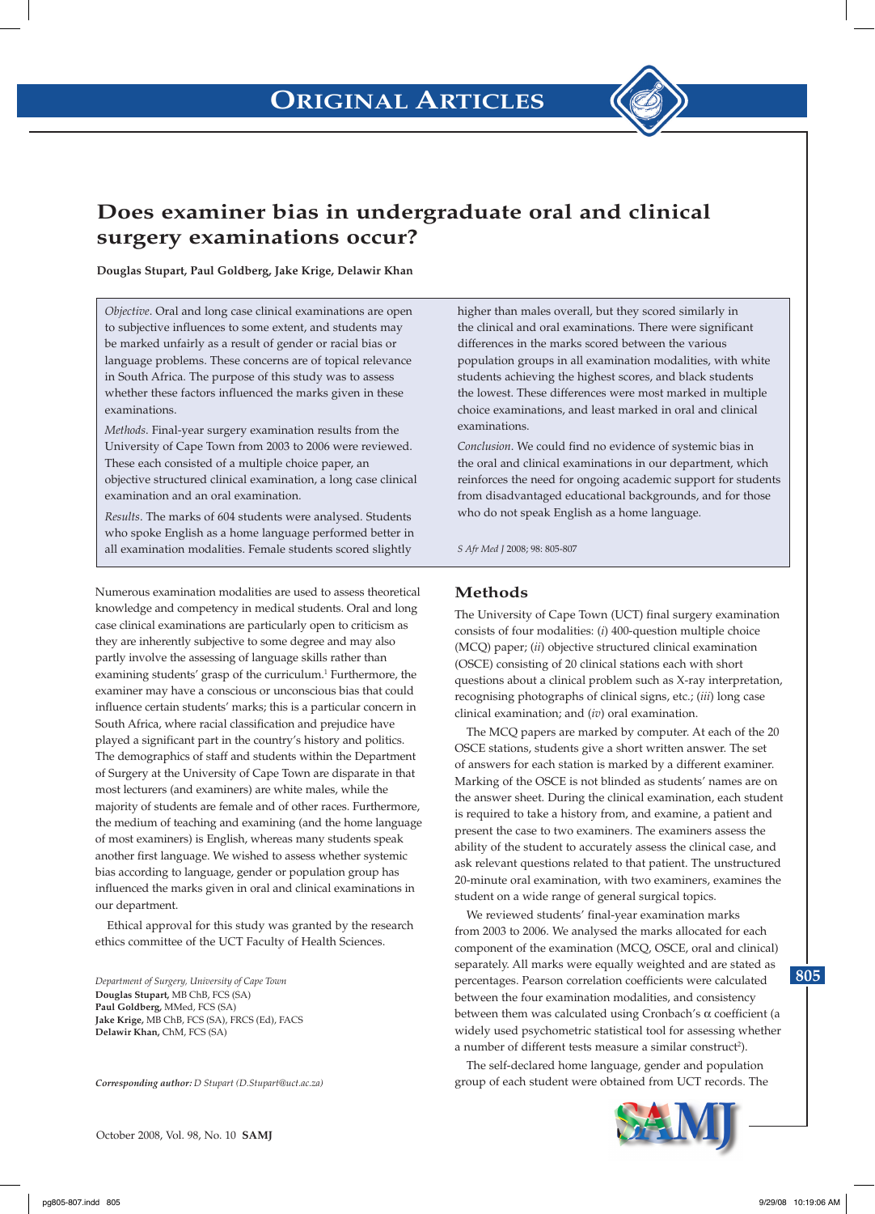# Does examiner bias in undergraduate oral and clinical surgery examinations occur?

**Douglas Stupart, Paul Goldberg, Jake Krige, Delawir Khan**

*Objective*. Oral and long case clinical examinations are open to subjective influences to some extent, and students may be marked unfairly as a result of gender or racial bias or language problems. These concerns are of topical relevance in South Africa. The purpose of this study was to assess whether these factors influenced the marks given in these examinations.

*Methods*. Final-year surgery examination results from the University of Cape Town from 2003 to 2006 were reviewed. These each consisted of a multiple choice paper, an objective structured clinical examination, a long case clinical examination and an oral examination.

*Results*. The marks of 604 students were analysed. Students who spoke English as a home language performed better in all examination modalities. Female students scored slightly higher than males overall, but they scored similarly in the clinical and oral examinations. There were significant differences in the marks scored between the various population groups in all examination modalities, with white students achieving the highest scores, and black students the lowest. These differences were most marked in multiple choice examinations, and least marked in oral and clinical examinations.

*Conclusion*. We could find no evidence of systemic bias in the oral and clinical examinations in our department, which reinforces the need for ongoing academic support for students from disadvantaged educational backgrounds, and for those who do not speak English as a home language.

*S Afr Med J* 2008; 98: 805-807

Numerous examination modalities are used to assess theoretical knowledge and competency in medical students. Oral and long case clinical examinations are particularly open to criticism as they are inherently subjective to some degree and may also partly involve the assessing of language skills rather than examining students' grasp of the curriculum.[1] Furthermore, the examiner may have a conscious or unconscious bias that could influence certain students' marks; this is a particular concern in South Africa, where racial classification and prejudice have played a significant part in the country's history and politics. The demographics of staff and students within the Department of Surgery at the University of Cape Town are disparate in that most lecturers (and examiners) are white males, while the majority of students are female and of other races. Furthermore, the medium of teaching and examining (and the home language of most examiners) is English, whereas many students speak another first language. We wished to assess whether systemic bias according to language, gender or population group has influenced the marks given in oral and clinical examinations in our department.

Ethical approval for this study was granted by the research ethics committee of the UCT Faculty of Health Sciences.

*Department of Surgery, University of Cape Town*
**Douglas Stupart**, MB ChB, FCS (SA)
**Paul Goldberg**, MMed, FCS (SA)
**Jake Krige**, MB ChB, FCS (SA), FRCS (Ed), FACS
**Delawir Khan**, ChM, FCS (SA)

***Corresponding author:*** *D Stupart (D.Stupart@uct.ac.za)*

## Methods

The University of Cape Town (UCT) final surgery examination consists of four modalities: (*i*) 400-question multiple choice (MCQ) paper; (*ii*) objective structured clinical examination (OSCE) consisting of 20 clinical stations each with short questions about a clinical problem such as X-ray interpretation, recognising photographs of clinical signs, etc.; (*iii*) long case clinical examination; and (*iv*) oral examination.

The MCQ papers are marked by computer. At each of the 20 OSCE stations, students give a short written answer. The set of answers for each station is marked by a different examiner. Marking of the OSCE is not blinded as students' names are on the answer sheet. During the clinical examination, each student is required to take a history from, and examine, a patient and present the case to two examiners. The examiners assess the ability of the student to accurately assess the clinical case, and ask relevant questions related to that patient. The unstructured 20-minute oral examination, with two examiners, examines the student on a wide range of general surgical topics.

We reviewed students' final-year examination marks from 2003 to 2006. We analysed the marks allocated for each component of the examination (MCQ, OSCE, oral and clinical) separately. All marks were equally weighted and are stated as percentages. Pearson correlation coefficients were calculated between the four examination modalities, and consistency between them was calculated using Cronbach's $\alpha$ coefficient (a widely used psychometric statistical tool for assessing whether a number of different tests measure a similar construct[2]).

The self-declared home language, gender and population group of each student were obtained from UCT records. The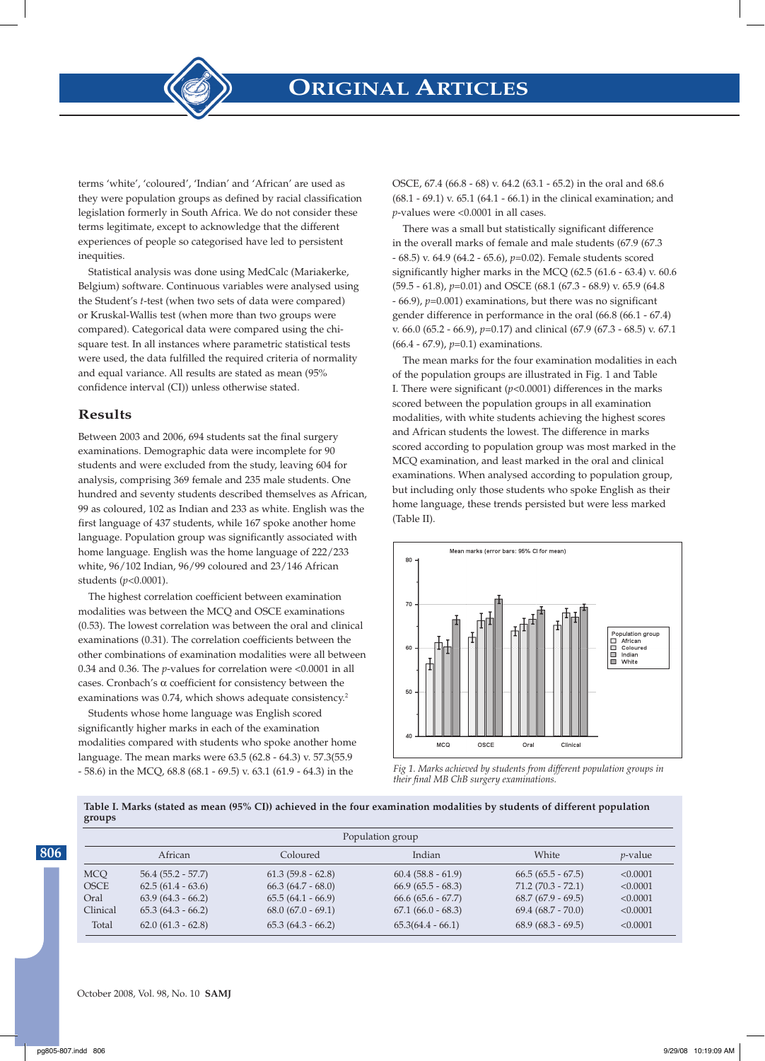terms 'white', 'coloured', 'Indian' and 'African' are used as they were population groups as defined by racial classification legislation formerly in South Africa. We do not consider these terms legitimate, except to acknowledge that the different experiences of people so categorised have led to persistent inequities.

Statistical analysis was done using MedCalc (Mariakerke, Belgium) software. Continuous variables were analysed using the Student's *t*-test (when two sets of data were compared) or Kruskal-Wallis test (when more than two groups were compared). Categorical data were compared using the chi-square test. In all instances where parametric statistical tests were used, the data fulfilled the required criteria of normality and equal variance. All results are stated as mean (95% confidence interval (CI)) unless otherwise stated.

## Results

Between 2003 and 2006, 694 students sat the final surgery examinations. Demographic data were incomplete for 90 students and were excluded from the study, leaving 604 for analysis, comprising 369 female and 235 male students. One hundred and seventy students described themselves as African, 99 as coloured, 102 as Indian and 233 as white. English was the first language of 437 students, while 167 spoke another home language. Population group was significantly associated with home language. English was the home language of 222/233 white, 96/102 Indian, 96/99 coloured and 23/146 African students ($p<0.0001$).

The highest correlation coefficient between examination modalities was between the MCQ and OSCE examinations (0.53). The lowest correlation was between the oral and clinical examinations (0.31). The correlation coefficients between the other combinations of examination modalities were all between 0.34 and 0.36. The *p*-values for correlation were <0.0001 in all cases. Cronbach's $\alpha$ coefficient for consistency between the examinations was 0.74, which shows adequate consistency.[2]

Students whose home language was English scored significantly higher marks in each of the examination modalities compared with students who spoke another home language. The mean marks were 63.5 (62.8 - 64.3) v. 57.3(55.9 - 58.6) in the MCQ, 68.8 (68.1 - 69.5) v. 63.1 (61.9 - 64.3) in the OSCE, 67.4 (66.8 - 68) v. 64.2 (63.1 - 65.2) in the oral and 68.6 (68.1 - 69.1) v. 65.1 (64.1 - 66.1) in the clinical examination; and *p*-values were <0.0001 in all cases.

There was a small but statistically significant difference in the overall marks of female and male students (67.9 (67.3 - 68.5) v. 64.9 (64.2 - 65.6), $p=0.02$). Female students scored significantly higher marks in the MCQ (62.5 (61.6 - 63.4) v. 60.6 (59.5 - 61.8), $p=0.01$) and OSCE (68.1 (67.3 - 68.9) v. 65.9 (64.8 - 66.9), $p=0.001$) examinations, but there was no significant gender difference in performance in the oral (66.8 (66.1 - 67.4) v. 66.0 (65.2 - 66.9), $p=0.17$) and clinical (67.9 (67.3 - 68.5) v. 67.1 (66.4 - 67.9), $p=0.1$) examinations.

The mean marks for the four examination modalities in each of the population groups are illustrated in Fig. 1 and Table I. There were significant ($p<0.0001$) differences in the marks scored between the population groups in all examination modalities, with white students achieving the highest scores and African students the lowest. The difference in marks scored according to population group was most marked in the MCQ examination, and least marked in the oral and clinical examinations. When analysed according to population group, but including only those students who spoke English as their home language, these trends persisted but were less marked (Table II).

*Fig 1. Marks achieved by students from different population groups in their final MB ChB surgery examinations.*

**Table I. Marks (stated as mean (95% CI)) achieved in the four examination modalities by students of different population groups**

| | Population group | | | | |
|---|---|---|---|---|---|
| | African | Coloured | Indian | White | *p*-value |
| MCQ | 56.4 (55.2 - 57.7) | 61.3 (59.8 - 62.8) | 60.4 (58.8 - 61.9) | 66.5 (65.5 - 67.5) | <0.0001 |
| OSCE | 62.5 (61.4 - 63.6) | 66.3 (64.7 - 68.0) | 66.9 (65.5 - 68.3) | 71.2 (70.3 - 72.1) | <0.0001 |
| Oral | 63.9 (64.3 - 66.2) | 65.5 (64.1 - 66.9) | 66.6 (65.6 - 67.7) | 68.7 (67.9 - 69.5) | <0.0001 |
| Clinical | 65.3 (64.3 - 66.2) | 68.0 (67.0 - 69.1) | 67.1 (66.0 - 68.3) | 69.4 (68.7 - 70.0) | <0.0001 |
| Total | 62.0 (61.3 - 62.8) | 65.3 (64.3 - 66.2) | 65.3(64.4 - 66.1) | 68.9 (68.3 - 69.5) | <0.0001 |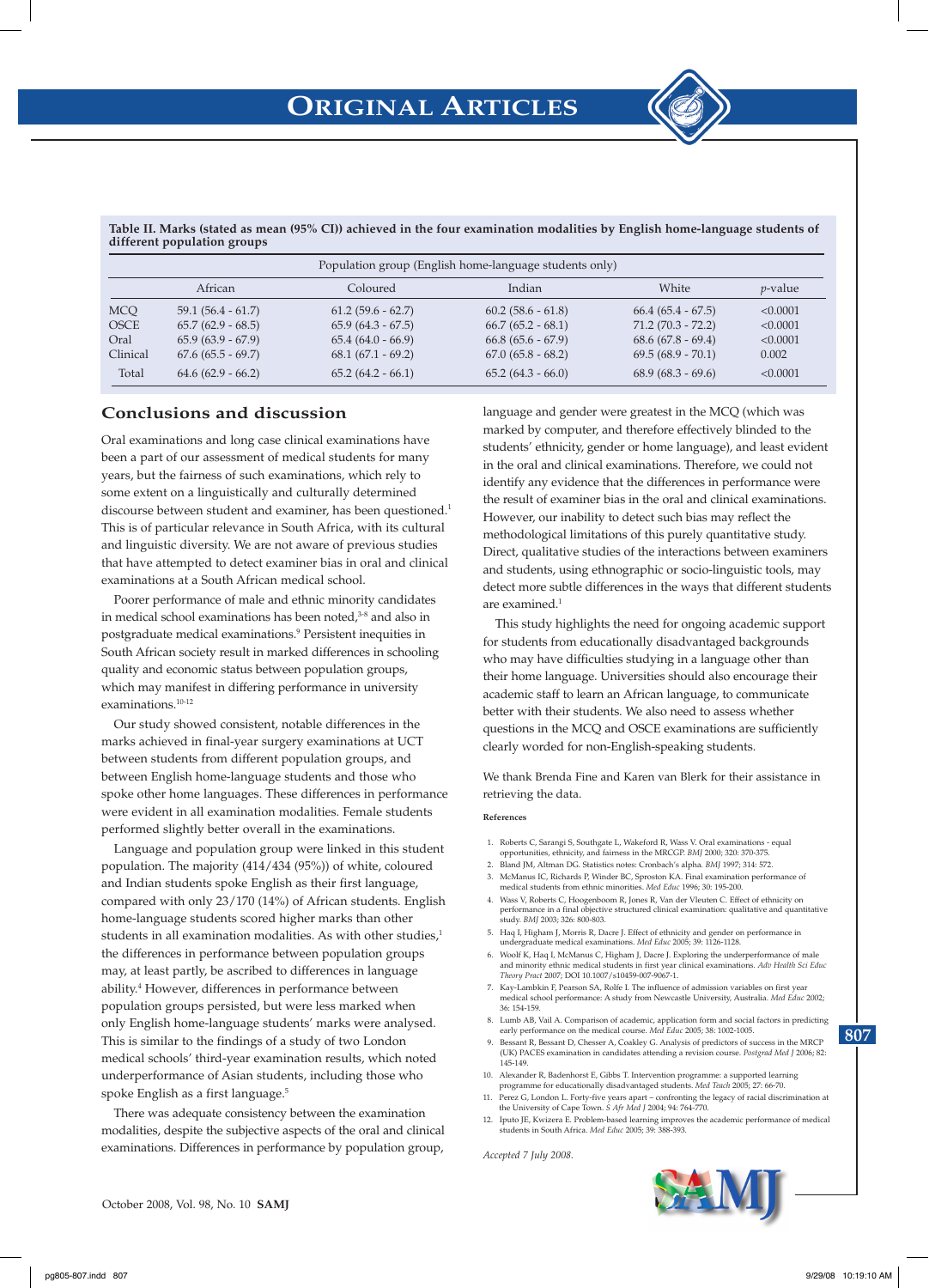**Table II. Marks (stated as mean (95% CI)) achieved in the four examination modalities by English home-language students of different population groups**

| | Population group (English home-language students only) | | | | |
|---|---|---|---|---|---|
| | African | Coloured | Indian | White | *p*-value |
| MCQ | 59.1 (56.4 - 61.7) | 61.2 (59.6 - 62.7) | 60.2 (58.6 - 61.8) | 66.4 (65.4 - 67.5) | <0.0001 |
| OSCE | 65.7 (62.9 - 68.5) | 65.9 (64.3 - 67.5) | 66.7 (65.2 - 68.1) | 71.2 (70.3 - 72.2) | <0.0001 |
| Oral | 65.9 (63.9 - 67.9) | 65.4 (64.0 - 66.9) | 66.8 (65.6 - 67.9) | 68.6 (67.8 - 69.4) | <0.0001 |
| Clinical | 67.6 (65.5 - 69.7) | 68.1 (67.1 - 69.2) | 67.0 (65.8 - 68.2) | 69.5 (68.9 - 70.1) | 0.002 |
| Total | 64.6 (62.9 - 66.2) | 65.2 (64.2 - 66.1) | 65.2 (64.3 - 66.0) | 68.9 (68.3 - 69.6) | <0.0001 |

## Conclusions and discussion

Oral examinations and long case clinical examinations have been a part of our assessment of medical students for many years, but the fairness of such examinations, which rely to some extent on a linguistically and culturally determined discourse between student and examiner, has been questioned.[1] This is of particular relevance in South Africa, with its cultural and linguistic diversity. We are not aware of previous studies that have attempted to detect examiner bias in oral and clinical examinations at a South African medical school.

Poorer performance of male and ethnic minority candidates in medical school examinations has been noted,[3-8] and also in postgraduate medical examinations.[9] Persistent inequities in South African society result in marked differences in schooling quality and economic status between population groups, which may manifest in differing performance in university examinations.[10-12]

Our study showed consistent, notable differences in the marks achieved in final-year surgery examinations at UCT between students from different population groups, and between English home-language students and those who spoke other home languages. These differences in performance were evident in all examination modalities. Female students performed slightly better overall in the examinations.

Language and population group were linked in this student population. The majority (414/434 (95%)) of white, coloured and Indian students spoke English as their first language, compared with only 23/170 (14%) of African students. English home-language students scored higher marks than other students in all examination modalities. As with other studies,[1] the differences in performance between population groups may, at least partly, be ascribed to differences in language ability.[4] However, differences in performance between population groups persisted, but were less marked when only English home-language students' marks were analysed. This is similar to the findings of a study of two London medical schools' third-year examination results, which noted underperformance of Asian students, including those who spoke English as a first language.[5]

There was adequate consistency between the examination modalities, despite the subjective aspects of the oral and clinical examinations. Differences in performance by population group, language and gender were greatest in the MCQ (which was marked by computer, and therefore effectively blinded to the students' ethnicity, gender or home language), and least evident in the oral and clinical examinations. Therefore, we could not identify any evidence that the differences in performance were the result of examiner bias in the oral and clinical examinations. However, our inability to detect such bias may reflect the methodological limitations of this purely quantitative study. Direct, qualitative studies of the interactions between examiners and students, using ethnographic or socio-linguistic tools, may detect more subtle differences in the ways that different students are examined.[1]

This study highlights the need for ongoing academic support for students from educationally disadvantaged backgrounds who may have difficulties studying in a language other than their home language. Universities should also encourage their academic staff to learn an African language, to communicate better with their students. We also need to assess whether questions in the MCQ and OSCE examinations are sufficiently clearly worded for non-English-speaking students.

We thank Brenda Fine and Karen van Blerk for their assistance in retrieving the data.

### References

1. Roberts C, Sarangi S, Southgate L, Wakeford R, Wass V. Oral examinations - equal opportunities, ethnicity, and fairness in the MRCGP. *BMJ* 2000; 320: 370-375.
2. Bland JM, Altman DG. Statistics notes: Cronbach's alpha. *BMJ* 1997; 314: 572.
3. McManus IC, Richards P, Winder BC, Sproston KA. Final examination performance of medical students from ethnic minorities. *Med Educ* 1996; 30: 195-200.
4. Wass V, Roberts C, Hoogenboom R, Jones R, Van der Vleuten C. Effect of ethnicity on performance in a final objective structured clinical examination: qualitative and quantitative study. *BMJ* 2003; 326: 800-803.
5. Haq I, Higham J, Morris R, Dacre J. Effect of ethnicity and gender on performance in undergraduate medical examinations. *Med Educ* 2005; 39: 1126-1128.
6. Woolf K, Haq I, McManus C, Higham J, Dacre J. Exploring the underperformance of male and minority ethnic medical students in first year clinical examinations. *Adv Health Sci Educ Theory Pract* 2007; DOI 10.1007/s10459-007-9067-1.
7. Kay-Lambkin F, Pearson SA, Rolfe I. The influence of admission variables on first year medical school performance: A study from Newcastle University, Australia. *Med Educ* 2002; 36: 154-159.
8. Lumb AB, Vail A. Comparison of academic, application form and social factors in predicting early performance on the medical course. *Med Educ* 2005; 38: 1002-1005.
9. Bessant R, Bessant D, Chesser A, Coakley G. Analysis of predictors of success in the MRCP (UK) PACES examination in candidates attending a revision course. *Postgrad Med J* 2006; 82: 145-149.
10. Alexander R, Badenhorst E, Gibbs T. Intervention programme: a supported learning programme for educationally disadvantaged students. *Med Teach* 2005; 27: 66-70.
11. Perez G, London L. Forty-five years apart – confronting the legacy of racial discrimination at the University of Cape Town. *S Afr Med J* 2004; 94: 764-770.
12. Iputo JE, Kwizera E. Problem-based learning improves the academic performance of medical students in South Africa. *Med Educ* 2005; 39: 388-393.

*Accepted 7 July 2008.*